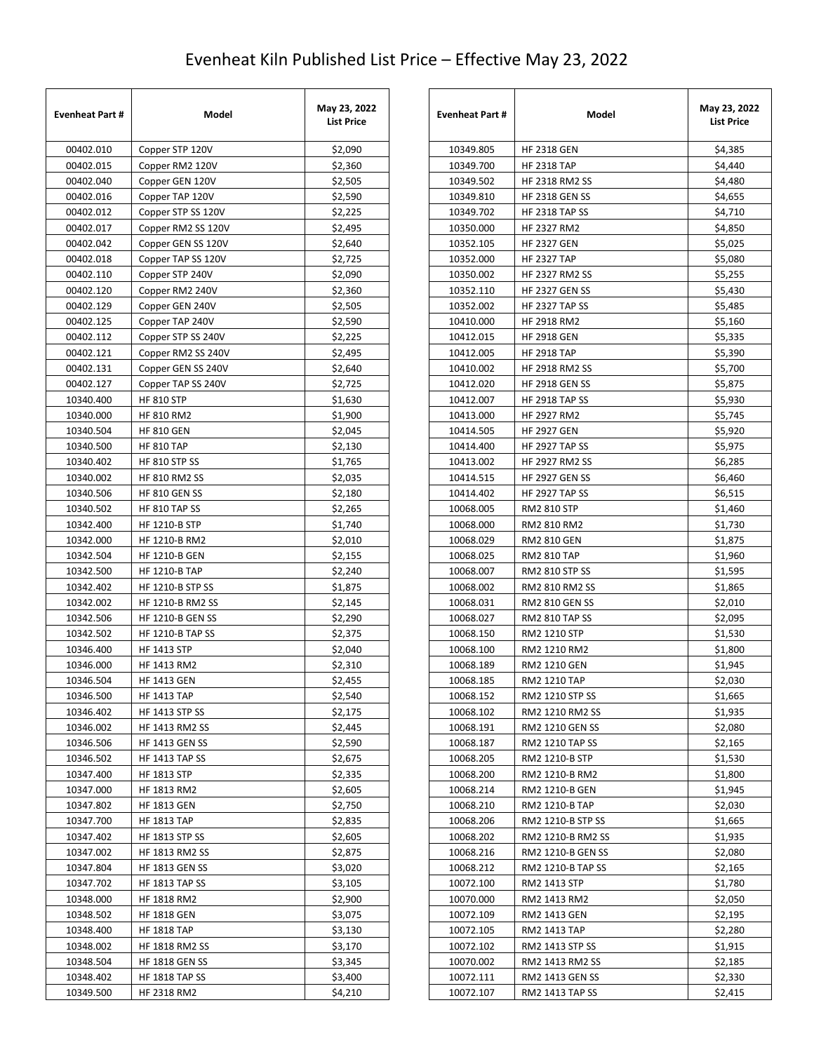# Evenheat Kiln Published List Price – Effective May 23, 2022

| Evenheat Part # | Model | May 23, 2022 List Price |
|---|---|---|
| 00402.010 | Copper STP 120V | $2,090 |
| 00402.015 | Copper RM2 120V | $2,360 |
| 00402.040 | Copper GEN 120V | $2,505 |
| 00402.016 | Copper TAP 120V | $2,590 |
| 00402.012 | Copper STP SS 120V | $2,225 |
| 00402.017 | Copper RM2 SS 120V | $2,495 |
| 00402.042 | Copper GEN SS 120V | $2,640 |
| 00402.018 | Copper TAP SS 120V | $2,725 |
| 00402.110 | Copper STP 240V | $2,090 |
| 00402.120 | Copper RM2 240V | $2,360 |
| 00402.129 | Copper GEN 240V | $2,505 |
| 00402.125 | Copper TAP 240V | $2,590 |
| 00402.112 | Copper STP SS 240V | $2,225 |
| 00402.121 | Copper RM2 SS 240V | $2,495 |
| 00402.131 | Copper GEN SS 240V | $2,640 |
| 00402.127 | Copper TAP SS 240V | $2,725 |
| 10340.400 | HF 810 STP | $1,630 |
| 10340.000 | HF 810 RM2 | $1,900 |
| 10340.504 | HF 810 GEN | $2,045 |
| 10340.500 | HF 810 TAP | $2,130 |
| 10340.402 | HF 810 STP SS | $1,765 |
| 10340.002 | HF 810 RM2 SS | $2,035 |
| 10340.506 | HF 810 GEN SS | $2,180 |
| 10340.502 | HF 810 TAP SS | $2,265 |
| 10342.400 | HF 1210-B STP | $1,740 |
| 10342.000 | HF 1210-B RM2 | $2,010 |
| 10342.504 | HF 1210-B GEN | $2,155 |
| 10342.500 | HF 1210-B TAP | $2,240 |
| 10342.402 | HF 1210-B STP SS | $1,875 |
| 10342.002 | HF 1210-B RM2 SS | $2,145 |
| 10342.506 | HF 1210-B GEN SS | $2,290 |
| 10342.502 | HF 1210-B TAP SS | $2,375 |
| 10346.400 | HF 1413 STP | $2,040 |
| 10346.000 | HF 1413 RM2 | $2,310 |
| 10346.504 | HF 1413 GEN | $2,455 |
| 10346.500 | HF 1413 TAP | $2,540 |
| 10346.402 | HF 1413 STP SS | $2,175 |
| 10346.002 | HF 1413 RM2 SS | $2,445 |
| 10346.506 | HF 1413 GEN SS | $2,590 |
| 10346.502 | HF 1413 TAP SS | $2,675 |
| 10347.400 | HF 1813 STP | $2,335 |
| 10347.000 | HF 1813 RM2 | $2,605 |
| 10347.802 | HF 1813 GEN | $2,750 |
| 10347.700 | HF 1813 TAP | $2,835 |
| 10347.402 | HF 1813 STP SS | $2,605 |
| 10347.002 | HF 1813 RM2 SS | $2,875 |
| 10347.804 | HF 1813 GEN SS | $3,020 |
| 10347.702 | HF 1813 TAP SS | $3,105 |
| 10348.000 | HF 1818 RM2 | $2,900 |
| 10348.502 | HF 1818 GEN | $3,075 |
| 10348.400 | HF 1818 TAP | $3,130 |
| 10348.002 | HF 1818 RM2 SS | $3,170 |
| 10348.504 | HF 1818 GEN SS | $3,345 |
| 10348.402 | HF 1818 TAP SS | $3,400 |
| 10349.500 | HF 2318 RM2 | $4,210 |
| 10349.805 | HF 2318 GEN | $4,385 |
| 10349.700 | HF 2318 TAP | $4,440 |
| 10349.502 | HF 2318 RM2 SS | $4,480 |
| 10349.810 | HF 2318 GEN SS | $4,655 |
| 10349.702 | HF 2318 TAP SS | $4,710 |
| 10350.000 | HF 2327 RM2 | $4,850 |
| 10352.105 | HF 2327 GEN | $5,025 |
| 10352.000 | HF 2327 TAP | $5,080 |
| 10350.002 | HF 2327 RM2 SS | $5,255 |
| 10352.110 | HF 2327 GEN SS | $5,430 |
| 10352.002 | HF 2327 TAP SS | $5,485 |
| 10410.000 | HF 2918 RM2 | $5,160 |
| 10412.015 | HF 2918 GEN | $5,335 |
| 10412.005 | HF 2918 TAP | $5,390 |
| 10410.002 | HF 2918 RM2 SS | $5,700 |
| 10412.020 | HF 2918 GEN SS | $5,875 |
| 10412.007 | HF 2918 TAP SS | $5,930 |
| 10413.000 | HF 2927 RM2 | $5,745 |
| 10414.505 | HF 2927 GEN | $5,920 |
| 10414.400 | HF 2927 TAP SS | $5,975 |
| 10413.002 | HF 2927 RM2 SS | $6,285 |
| 10414.515 | HF 2927 GEN SS | $6,460 |
| 10414.402 | HF 2927 TAP SS | $6,515 |
| 10068.005 | RM2 810 STP | $1,460 |
| 10068.000 | RM2 810 RM2 | $1,730 |
| 10068.029 | RM2 810 GEN | $1,875 |
| 10068.025 | RM2 810 TAP | $1,960 |
| 10068.007 | RM2 810 STP SS | $1,595 |
| 10068.002 | RM2 810 RM2 SS | $1,865 |
| 10068.031 | RM2 810 GEN SS | $2,010 |
| 10068.027 | RM2 810 TAP SS | $2,095 |
| 10068.150 | RM2 1210 STP | $1,530 |
| 10068.100 | RM2 1210 RM2 | $1,800 |
| 10068.189 | RM2 1210 GEN | $1,945 |
| 10068.185 | RM2 1210 TAP | $2,030 |
| 10068.152 | RM2 1210 STP SS | $1,665 |
| 10068.102 | RM2 1210 RM2 SS | $1,935 |
| 10068.191 | RM2 1210 GEN SS | $2,080 |
| 10068.187 | RM2 1210 TAP SS | $2,165 |
| 10068.205 | RM2 1210-B STP | $1,530 |
| 10068.200 | RM2 1210-B RM2 | $1,800 |
| 10068.214 | RM2 1210-B GEN | $1,945 |
| 10068.210 | RM2 1210-B TAP | $2,030 |
| 10068.206 | RM2 1210-B STP SS | $1,665 |
| 10068.202 | RM2 1210-B RM2 SS | $1,935 |
| 10068.216 | RM2 1210-B GEN SS | $2,080 |
| 10068.212 | RM2 1210-B TAP SS | $2,165 |
| 10072.100 | RM2 1413 STP | $1,780 |
| 10070.000 | RM2 1413 RM2 | $2,050 |
| 10072.109 | RM2 1413 GEN | $2,195 |
| 10072.105 | RM2 1413 TAP | $2,280 |
| 10072.102 | RM2 1413 STP SS | $1,915 |
| 10070.002 | RM2 1413 RM2 SS | $2,185 |
| 10072.111 | RM2 1413 GEN SS | $2,330 |
| 10072.107 | RM2 1413 TAP SS | $2,415 |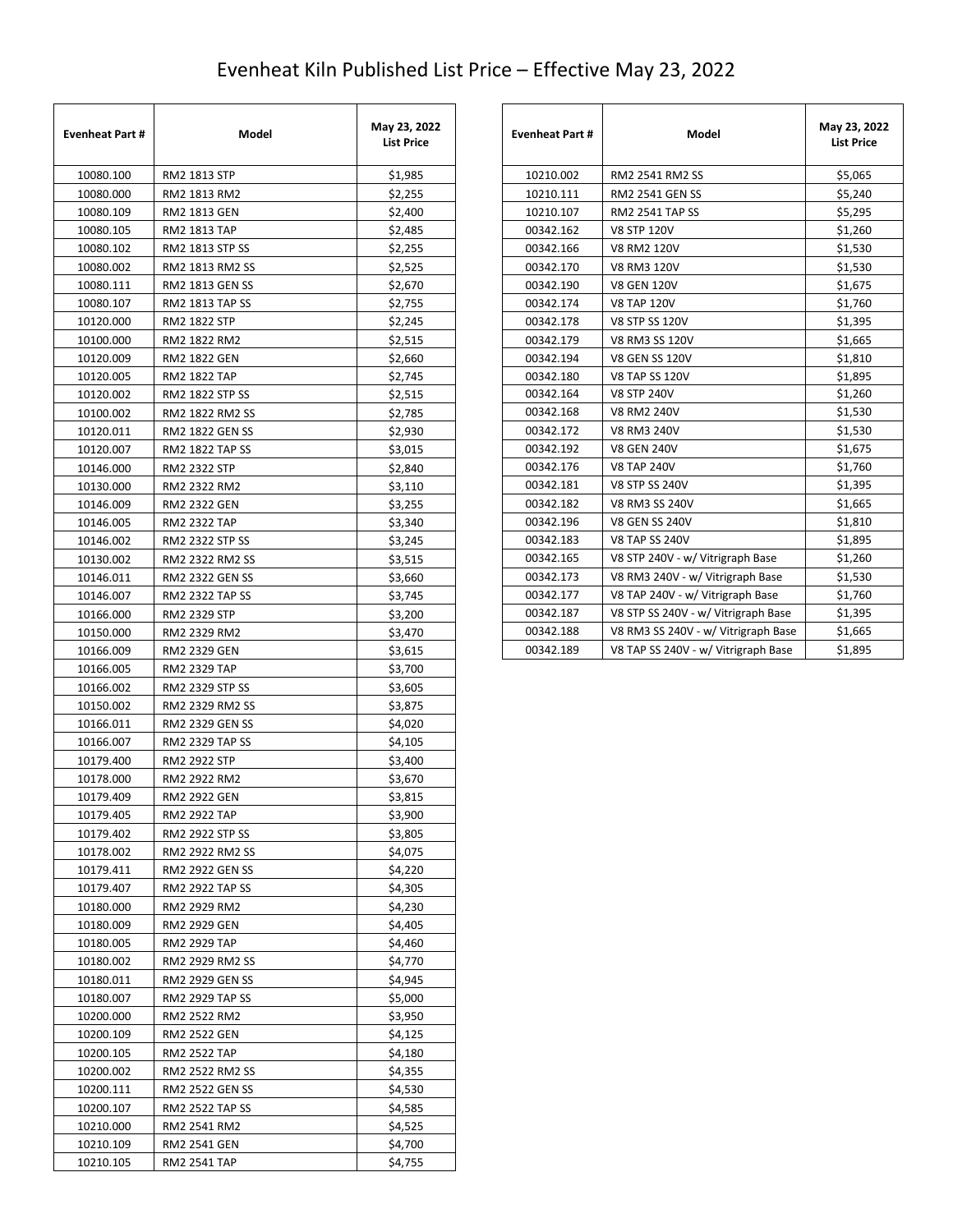# Evenheat Kiln Published List Price – Effective May 23, 2022

| Evenheat Part # | Model | May 23, 2022 List Price |
|---|---|---|
| 10080.100 | RM2 1813 STP | $1,985 |
| 10080.000 | RM2 1813 RM2 | $2,255 |
| 10080.109 | RM2 1813 GEN | $2,400 |
| 10080.105 | RM2 1813 TAP | $2,485 |
| 10080.102 | RM2 1813 STP SS | $2,255 |
| 10080.002 | RM2 1813 RM2 SS | $2,525 |
| 10080.111 | RM2 1813 GEN SS | $2,670 |
| 10080.107 | RM2 1813 TAP SS | $2,755 |
| 10120.000 | RM2 1822 STP | $2,245 |
| 10100.000 | RM2 1822 RM2 | $2,515 |
| 10120.009 | RM2 1822 GEN | $2,660 |
| 10120.005 | RM2 1822 TAP | $2,745 |
| 10120.002 | RM2 1822 STP SS | $2,515 |
| 10100.002 | RM2 1822 RM2 SS | $2,785 |
| 10120.011 | RM2 1822 GEN SS | $2,930 |
| 10120.007 | RM2 1822 TAP SS | $3,015 |
| 10146.000 | RM2 2322 STP | $2,840 |
| 10130.000 | RM2 2322 RM2 | $3,110 |
| 10146.009 | RM2 2322 GEN | $3,255 |
| 10146.005 | RM2 2322 TAP | $3,340 |
| 10146.002 | RM2 2322 STP SS | $3,245 |
| 10130.002 | RM2 2322 RM2 SS | $3,515 |
| 10146.011 | RM2 2322 GEN SS | $3,660 |
| 10146.007 | RM2 2322 TAP SS | $3,745 |
| 10166.000 | RM2 2329 STP | $3,200 |
| 10150.000 | RM2 2329 RM2 | $3,470 |
| 10166.009 | RM2 2329 GEN | $3,615 |
| 10166.005 | RM2 2329 TAP | $3,700 |
| 10166.002 | RM2 2329 STP SS | $3,605 |
| 10150.002 | RM2 2329 RM2 SS | $3,875 |
| 10166.011 | RM2 2329 GEN SS | $4,020 |
| 10166.007 | RM2 2329 TAP SS | $4,105 |
| 10179.400 | RM2 2922 STP | $3,400 |
| 10178.000 | RM2 2922 RM2 | $3,670 |
| 10179.409 | RM2 2922 GEN | $3,815 |
| 10179.405 | RM2 2922 TAP | $3,900 |
| 10179.402 | RM2 2922 STP SS | $3,805 |
| 10178.002 | RM2 2922 RM2 SS | $4,075 |
| 10179.411 | RM2 2922 GEN SS | $4,220 |
| 10179.407 | RM2 2922 TAP SS | $4,305 |
| 10180.000 | RM2 2929 RM2 | $4,230 |
| 10180.009 | RM2 2929 GEN | $4,405 |
| 10180.005 | RM2 2929 TAP | $4,460 |
| 10180.002 | RM2 2929 RM2 SS | $4,770 |
| 10180.011 | RM2 2929 GEN SS | $4,945 |
| 10180.007 | RM2 2929 TAP SS | $5,000 |
| 10200.000 | RM2 2522 RM2 | $3,950 |
| 10200.109 | RM2 2522 GEN | $4,125 |
| 10200.105 | RM2 2522 TAP | $4,180 |
| 10200.002 | RM2 2522 RM2 SS | $4,355 |
| 10200.111 | RM2 2522 GEN SS | $4,530 |
| 10200.107 | RM2 2522 TAP SS | $4,585 |
| 10210.000 | RM2 2541 RM2 | $4,525 |
| 10210.109 | RM2 2541 GEN | $4,700 |
| 10210.105 | RM2 2541 TAP | $4,755 |
| 10210.002 | RM2 2541 RM2 SS | $5,065 |
| 10210.111 | RM2 2541 GEN SS | $5,240 |
| 10210.107 | RM2 2541 TAP SS | $5,295 |
| 00342.162 | V8 STP 120V | $1,260 |
| 00342.166 | V8 RM2 120V | $1,530 |
| 00342.170 | V8 RM3 120V | $1,530 |
| 00342.190 | V8 GEN 120V | $1,675 |
| 00342.174 | V8 TAP 120V | $1,760 |
| 00342.178 | V8 STP SS 120V | $1,395 |
| 00342.179 | V8 RM3 SS 120V | $1,665 |
| 00342.194 | V8 GEN SS 120V | $1,810 |
| 00342.180 | V8 TAP SS 120V | $1,895 |
| 00342.164 | V8 STP 240V | $1,260 |
| 00342.168 | V8 RM2 240V | $1,530 |
| 00342.172 | V8 RM3 240V | $1,530 |
| 00342.192 | V8 GEN 240V | $1,675 |
| 00342.176 | V8 TAP 240V | $1,760 |
| 00342.181 | V8 STP SS 240V | $1,395 |
| 00342.182 | V8 RM3 SS 240V | $1,665 |
| 00342.196 | V8 GEN SS 240V | $1,810 |
| 00342.183 | V8 TAP SS 240V | $1,895 |
| 00342.165 | V8 STP 240V - w/ Vitrigraph Base | $1,260 |
| 00342.173 | V8 RM3 240V - w/ Vitrigraph Base | $1,530 |
| 00342.177 | V8 TAP 240V - w/ Vitrigraph Base | $1,760 |
| 00342.187 | V8 STP SS 240V - w/ Vitrigraph Base | $1,395 |
| 00342.188 | V8 RM3 SS 240V - w/ Vitrigraph Base | $1,665 |
| 00342.189 | V8 TAP SS 240V - w/ Vitrigraph Base | $1,895 |